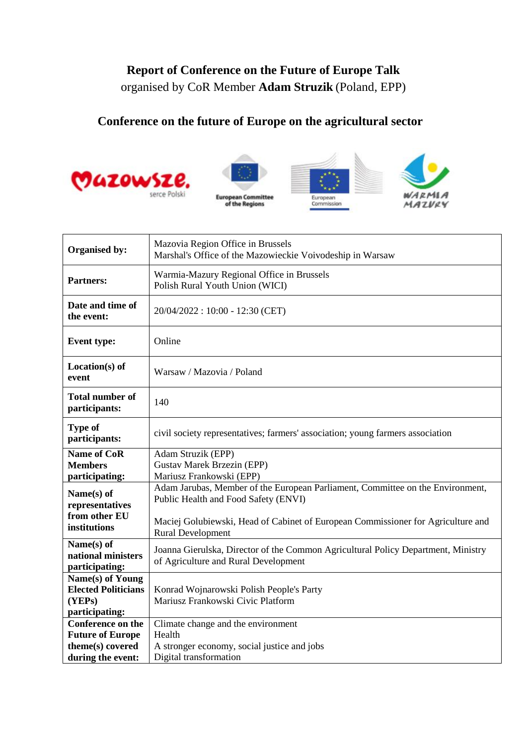# Report of Conference on the Future of Europe Talk

organised by CoR Member **Adam Struzik** (Poland, EPP)

## Conference on the future of Europe on the agricultural sector

| | |
|---|---|
| **Organised by:** | Mazovia Region Office in Brussels<br>Marshal's Office of the Mazowieckie Voivodeship in Warsaw |
| **Partners:** | Warmia-Mazury Regional Office in Brussels<br>Polish Rural Youth Union (WICI) |
| **Date and time of the event:** | 20/04/2022 : 10:00 - 12:30 (CET) |
| **Event type:** | Online |
| **Location(s) of event** | Warsaw / Mazovia / Poland |
| **Total number of participants:** | 140 |
| **Type of participants:** | civil society representatives; farmers' association; young farmers association |
| **Name of CoR Members participating:** | Adam Struzik (EPP)<br>Gustav Marek Brzezin (EPP)<br>Mariusz Frankowski (EPP) |
| **Name(s) of representatives from other EU institutions** | Adam Jarubas, Member of the European Parliament, Committee on the Environment, Public Health and Food Safety (ENVI)<br><br>Maciej Golubiewski, Head of Cabinet of European Commissioner for Agriculture and Rural Development |
| **Name(s) of national ministers participating:** | Joanna Gierulska, Director of the Common Agricultural Policy Department, Ministry of Agriculture and Rural Development |
| **Name(s) of Young Elected Politicians (YEPs) participating:** | Konrad Wojnarowski Polish People's Party<br>Mariusz Frankowski Civic Platform |
| **Conference on the Future of Europe theme(s) covered during the event:** | Climate change and the environment<br>Health<br>A stronger economy, social justice and jobs<br>Digital transformation |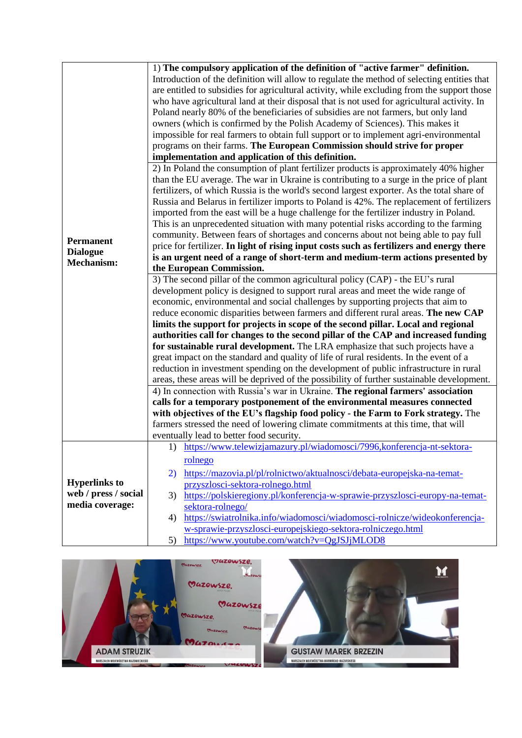| | |
|---|---|
| **Permanent Dialogue Mechanism:** | 1) **The compulsory application of the definition of "active farmer" definition.** Introduction of the definition will allow to regulate the method of selecting entities that are entitled to subsidies for agricultural activity, while excluding from the support those who have agricultural land at their disposal that is not used for agricultural activity. In Poland nearly 80% of the beneficiaries of subsidies are not farmers, but only land owners (which is confirmed by the Polish Academy of Sciences). This makes it impossible for real farmers to obtain full support or to implement agri-environmental programs on their farms. **The European Commission should strive for proper implementation and application of this definition.** |
| | 2) In Poland the consumption of plant fertilizer products is approximately 40% higher than the EU average. The war in Ukraine is contributing to a surge in the price of plant fertilizers, of which Russia is the world's second largest exporter. As the total share of Russia and Belarus in fertilizer imports to Poland is 42%. The replacement of fertilizers imported from the east will be a huge challenge for the fertilizer industry in Poland. This is an unprecedented situation with many potential risks according to the farming community. Between fears of shortages and concerns about not being able to pay full price for fertilizer. **In light of rising input costs such as fertilizers and energy there is an urgent need of a range of short-term and medium-term actions presented by the European Commission.** |
| | 3) The second pillar of the common agricultural policy (CAP) - the EU's rural development policy is designed to support rural areas and meet the wide range of economic, environmental and social challenges by supporting projects that aim to reduce economic disparities between farmers and different rural areas. **The new CAP limits the support for projects in scope of the second pillar. Local and regional authorities call for changes to the second pillar of the CAP and increased funding for sustainable rural development.** The LRA emphasize that such projects have a great impact on the standard and quality of life of rural residents. In the event of a reduction in investment spending on the development of public infrastructure in rural areas, these areas will be deprived of the possibility of further sustainable development. |
| | 4) In connection with Russia's war in Ukraine. **The regional farmers' association calls for a temporary postponement of the environmental measures connected with objectives of the EU's flagship food policy - the Farm to Fork strategy.** The farmers stressed the need of lowering climate commitments at this time, that will eventually lead to better food security. |
| **Hyperlinks to web / press / social media coverage:** | 1) https://www.telewizjamazury.pl/wiadomosci/7996,konferencja-nt-sektora-rolnego<br>2) https://mazovia.pl/pl/rolnictwo/aktualnosci/debata-europejska-na-temat-przyszlosci-sektora-rolnego.html<br>3) https://polskieregiony.pl/konferencja-w-sprawie-przyszlosci-europy-na-temat-sektora-rolnego/<br>4) https://swiatrolnika.info/wiadomosci/wiadomosci-rolnicze/wideokonferencja-w-sprawie-przyszlosci-europejskiego-sektora-rolniczego.html<br>5) https://www.youtube.com/watch?v=QgJSJjMLOD8 |